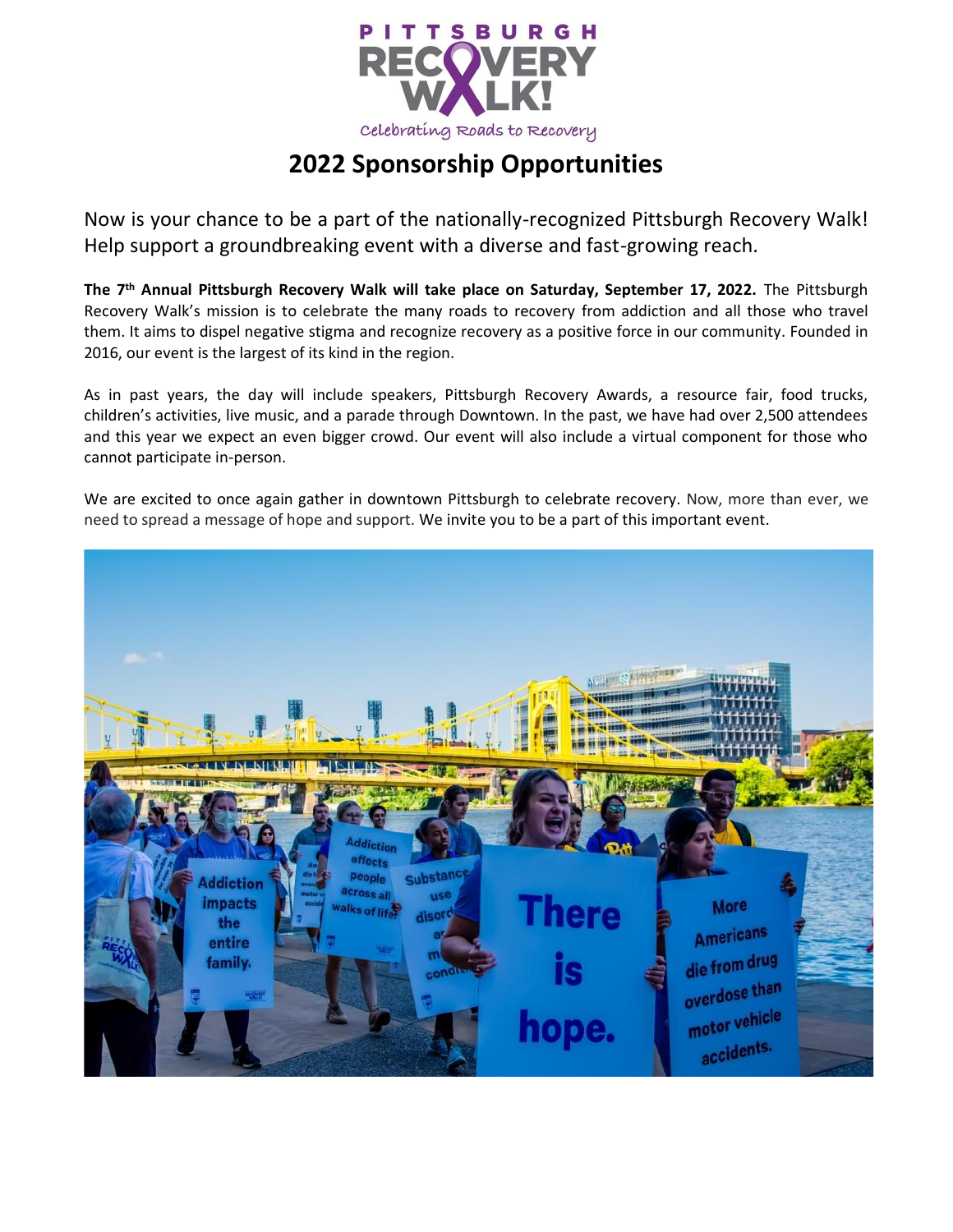PITTSBURGH RECOVERY WALK!

Celebrating Roads to Recovery

# 2022 Sponsorship Opportunities

Now is your chance to be a part of the nationally-recognized Pittsburgh Recovery Walk! Help support a groundbreaking event with a diverse and fast-growing reach.

**The 7th Annual Pittsburgh Recovery Walk will take place on Saturday, September 17, 2022.** The Pittsburgh Recovery Walk's mission is to celebrate the many roads to recovery from addiction and all those who travel them. It aims to dispel negative stigma and recognize recovery as a positive force in our community. Founded in 2016, our event is the largest of its kind in the region.

As in past years, the day will include speakers, Pittsburgh Recovery Awards, a resource fair, food trucks, children's activities, live music, and a parade through Downtown. In the past, we have had over 2,500 attendees and this year we expect an even bigger crowd. Our event will also include a virtual component for those who cannot participate in-person.

We are excited to once again gather in downtown Pittsburgh to celebrate recovery. Now, more than ever, we need to spread a message of hope and support. We invite you to be a part of this important event.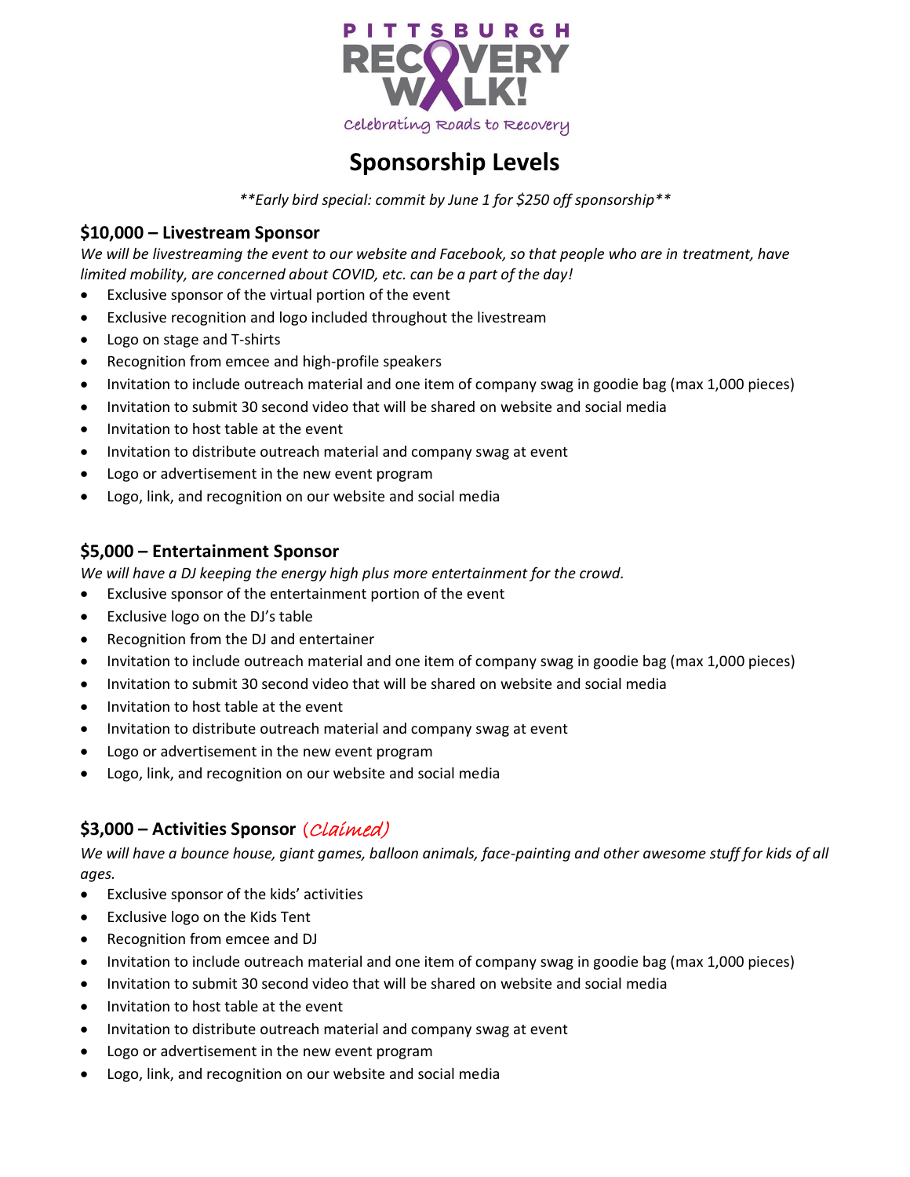PITTSBURGH RECOVERY WALK!

Celebrating Roads to Recovery

# Sponsorship Levels

*\*\*Early bird special: commit by June 1 for $250 off sponsorship\*\**

### $10,000 – Livestream Sponsor

*We will be livestreaming the event to our website and Facebook, so that people who are in treatment, have limited mobility, are concerned about COVID, etc. can be a part of the day!*

- Exclusive sponsor of the virtual portion of the event
- Exclusive recognition and logo included throughout the livestream
- Logo on stage and T-shirts
- Recognition from emcee and high-profile speakers
- Invitation to include outreach material and one item of company swag in goodie bag (max 1,000 pieces)
- Invitation to submit 30 second video that will be shared on website and social media
- Invitation to host table at the event
- Invitation to distribute outreach material and company swag at event
- Logo or advertisement in the new event program
- Logo, link, and recognition on our website and social media

### $5,000 – Entertainment Sponsor

*We will have a DJ keeping the energy high plus more entertainment for the crowd.*

- Exclusive sponsor of the entertainment portion of the event
- Exclusive logo on the DJ's table
- Recognition from the DJ and entertainer
- Invitation to include outreach material and one item of company swag in goodie bag (max 1,000 pieces)
- Invitation to submit 30 second video that will be shared on website and social media
- Invitation to host table at the event
- Invitation to distribute outreach material and company swag at event
- Logo or advertisement in the new event program
- Logo, link, and recognition on our website and social media

### $3,000 – Activities Sponsor *(Claimed)*

*We will have a bounce house, giant games, balloon animals, face-painting and other awesome stuff for kids of all ages.*

- Exclusive sponsor of the kids' activities
- Exclusive logo on the Kids Tent
- Recognition from emcee and DJ
- Invitation to include outreach material and one item of company swag in goodie bag (max 1,000 pieces)
- Invitation to submit 30 second video that will be shared on website and social media
- Invitation to host table at the event
- Invitation to distribute outreach material and company swag at event
- Logo or advertisement in the new event program
- Logo, link, and recognition on our website and social media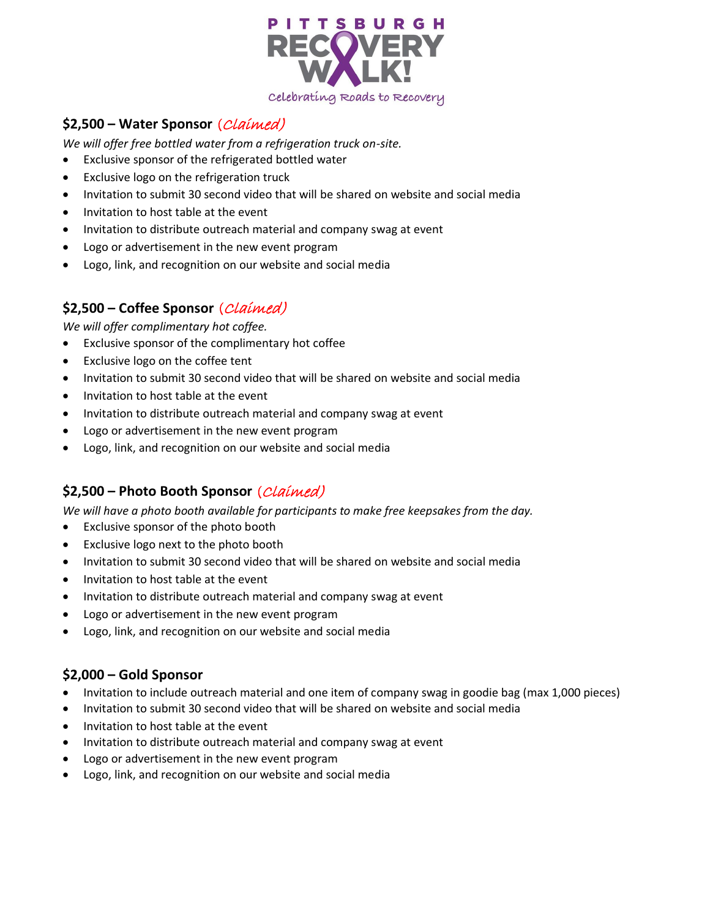PITTSBURGH RECOVERY WALK!

*Celebrating Roads to Recovery*

### $2,500 – Water Sponsor *(Claimed)*

*We will offer free bottled water from a refrigeration truck on-site.*

- Exclusive sponsor of the refrigerated bottled water
- Exclusive logo on the refrigeration truck
- Invitation to submit 30 second video that will be shared on website and social media
- Invitation to host table at the event
- Invitation to distribute outreach material and company swag at event
- Logo or advertisement in the new event program
- Logo, link, and recognition on our website and social media

### $2,500 – Coffee Sponsor *(Claimed)*

*We will offer complimentary hot coffee.*

- Exclusive sponsor of the complimentary hot coffee
- Exclusive logo on the coffee tent
- Invitation to submit 30 second video that will be shared on website and social media
- Invitation to host table at the event
- Invitation to distribute outreach material and company swag at event
- Logo or advertisement in the new event program
- Logo, link, and recognition on our website and social media

### $2,500 – Photo Booth Sponsor *(Claimed)*

*We will have a photo booth available for participants to make free keepsakes from the day.*

- Exclusive sponsor of the photo booth
- Exclusive logo next to the photo booth
- Invitation to submit 30 second video that will be shared on website and social media
- Invitation to host table at the event
- Invitation to distribute outreach material and company swag at event
- Logo or advertisement in the new event program
- Logo, link, and recognition on our website and social media

### $2,000 – Gold Sponsor

- Invitation to include outreach material and one item of company swag in goodie bag (max 1,000 pieces)
- Invitation to submit 30 second video that will be shared on website and social media
- Invitation to host table at the event
- Invitation to distribute outreach material and company swag at event
- Logo or advertisement in the new event program
- Logo, link, and recognition on our website and social media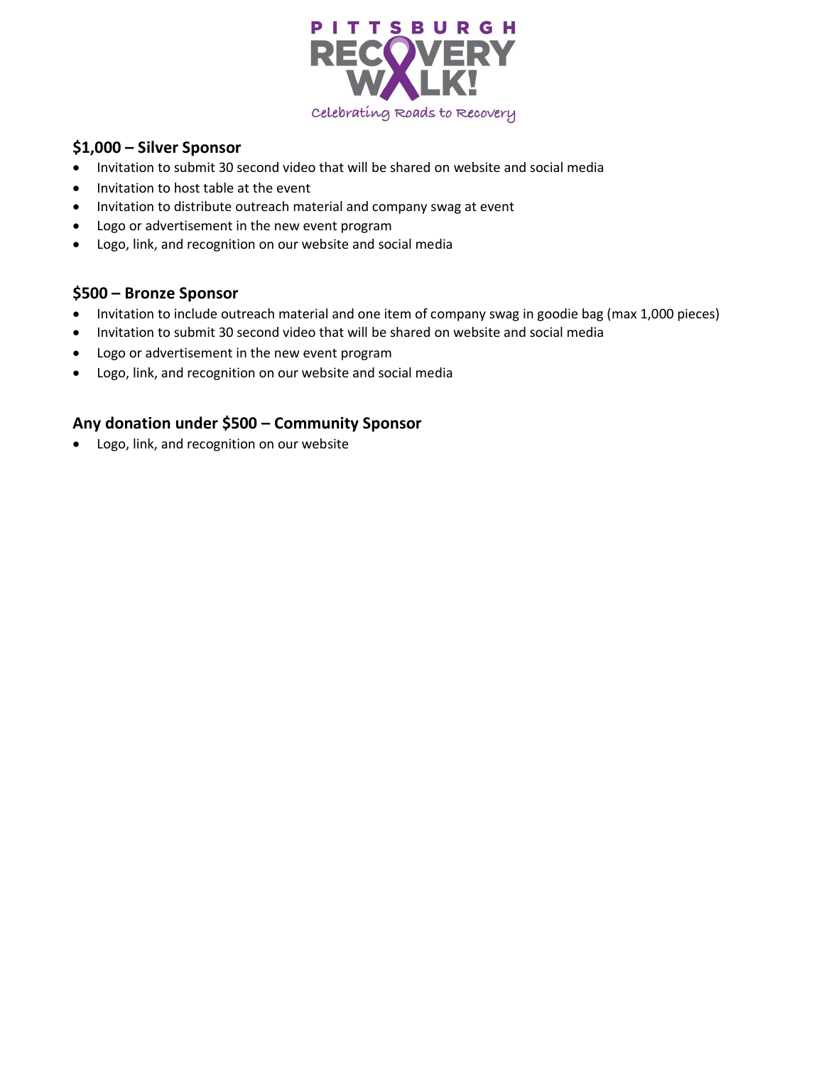PITTSBURGH RECOVERY WALK!

Celebrating Roads to Recovery

## $1,000 – Silver Sponsor

- Invitation to submit 30 second video that will be shared on website and social media
- Invitation to host table at the event
- Invitation to distribute outreach material and company swag at event
- Logo or advertisement in the new event program
- Logo, link, and recognition on our website and social media

## $500 – Bronze Sponsor

- Invitation to include outreach material and one item of company swag in goodie bag (max 1,000 pieces)
- Invitation to submit 30 second video that will be shared on website and social media
- Logo or advertisement in the new event program
- Logo, link, and recognition on our website and social media

## Any donation under $500 – Community Sponsor

- Logo, link, and recognition on our website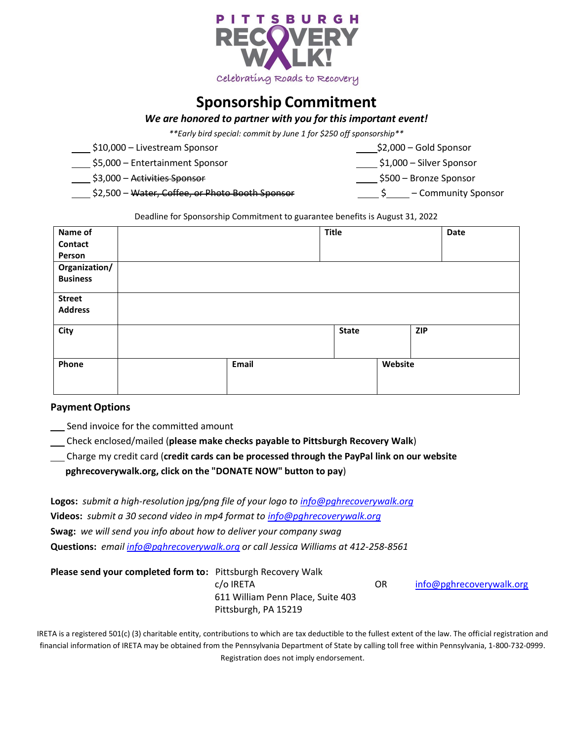PITTSBURGH RECOVERY WALK!

Celebrating Roads to Recovery

# Sponsorship Commitment

***We are honored to partner with you for this important event!***

*\*\*Early bird special: commit by June 1 for $250 off sponsorship\*\**

____ $10,000 – Livestream Sponsor

____ $5,000 – Entertainment Sponsor

____ $3,000 – ~~Activities Sponsor~~

____ $2,500 – ~~Water, Coffee, or Photo Booth Sponsor~~

____ $2,000 – Gold Sponsor

____ $1,000 – Silver Sponsor

____ $500 – Bronze Sponsor

____ $_____ – Community Sponsor

Deadline for Sponsorship Commitment to guarantee benefits is August 31, 2022

| | | | | | |
|---|---|---|---|---|---|
| **Name of Contact Person** | | **Title** | | **Date** | |
| **Organization/ Business** | | | | | |
| **Street Address** | | | | | |
| **City** | | **State** | | **ZIP** | |
| **Phone** | | **Email** | | **Website** | |

## Payment Options

___ Send invoice for the committed amount

___ Check enclosed/mailed (**please make checks payable to Pittsburgh Recovery Walk**)

___ Charge my credit card (**credit cards can be processed through the PayPal link on our website pghrecoverywalk.org, click on the "DONATE NOW" button to pay**)

**Logos:** *submit a high-resolution jpg/png file of your logo to info@pghrecoverywalk.org*

**Videos:** *submit a 30 second video in mp4 format to info@pghrecoverywalk.org*

**Swag:** *we will send you info about how to deliver your company swag*

**Questions:** *email info@pghrecoverywalk.org or call Jessica Williams at 412-258-8561*

**Please send your completed form to:** Pittsburgh Recovery Walk
c/o IRETA
611 William Penn Place, Suite 403
Pittsburgh, PA 15219

OR info@pghrecoverywalk.org

IRETA is a registered 501(c) (3) charitable entity, contributions to which are tax deductible to the fullest extent of the law. The official registration and financial information of IRETA may be obtained from the Pennsylvania Department of State by calling toll free within Pennsylvania, 1-800-732-0999. Registration does not imply endorsement.